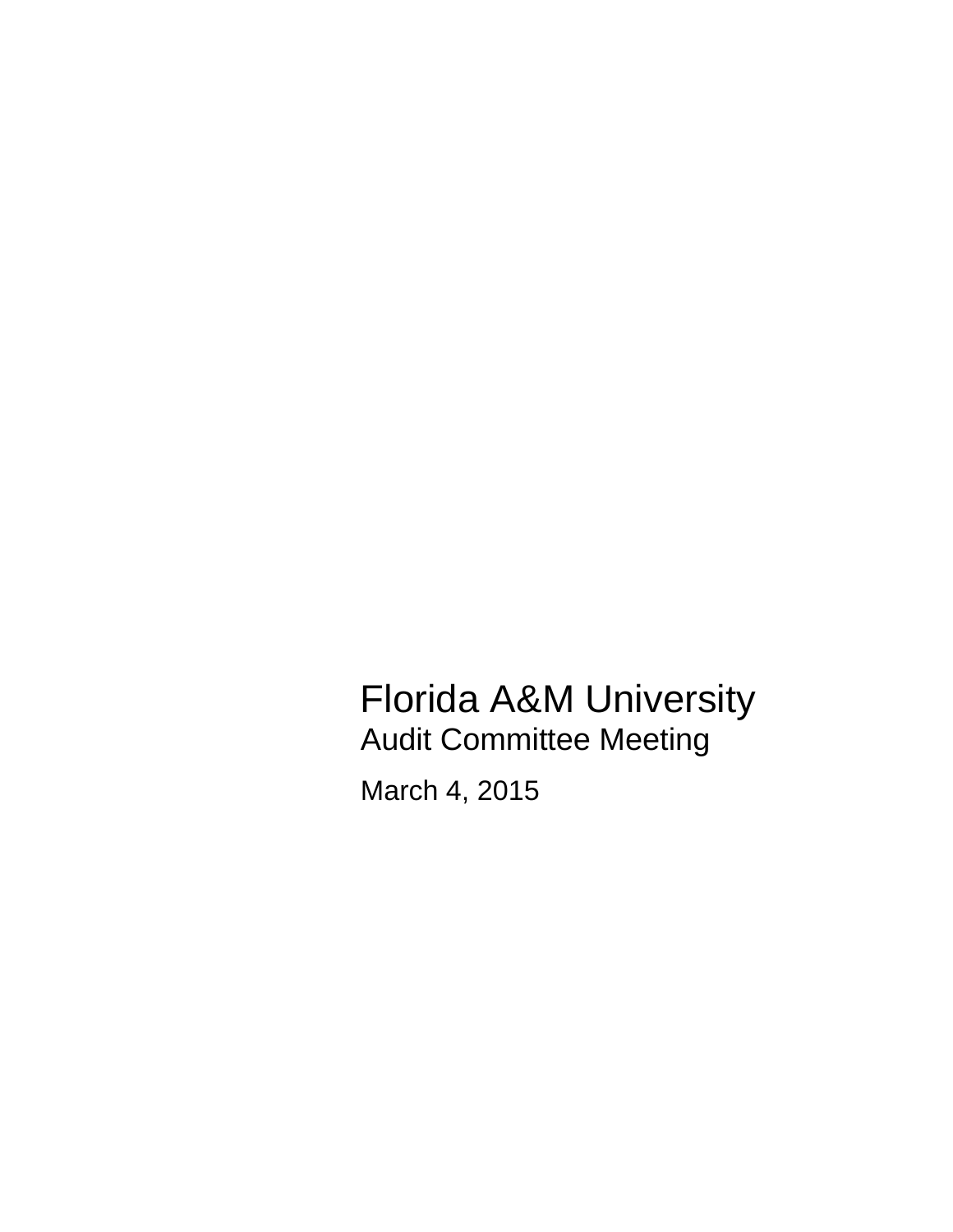# Florida A&M University

## Audit Committee Meeting

March 4, 2015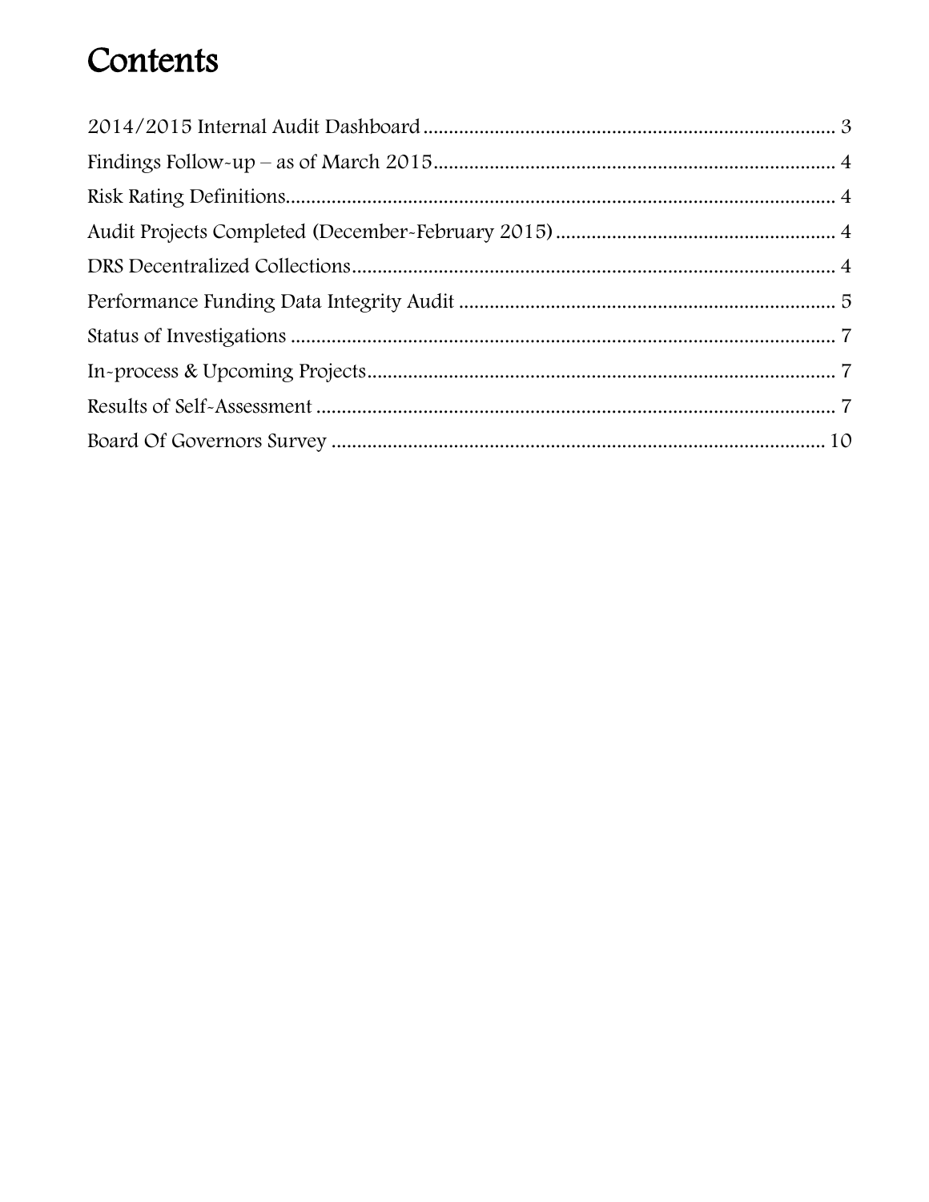# Contents

2014/2015 Internal Audit Dashboard ........................................................................ 3
Findings Follow-up – as of March 2015.................................................................... 4
Risk Rating Definitions.............................................................................................. 4
Audit Projects Completed (December-February 2015) ............................................ 4
DRS Decentralized Collections.................................................................................. 4
Performance Funding Data Integrity Audit ............................................................... 5
Status of Investigations ............................................................................................. 7
In-process & Upcoming Projects................................................................................ 7
Results of Self-Assessment ....................................................................................... 7
Board Of Governors Survey ..................................................................................... 10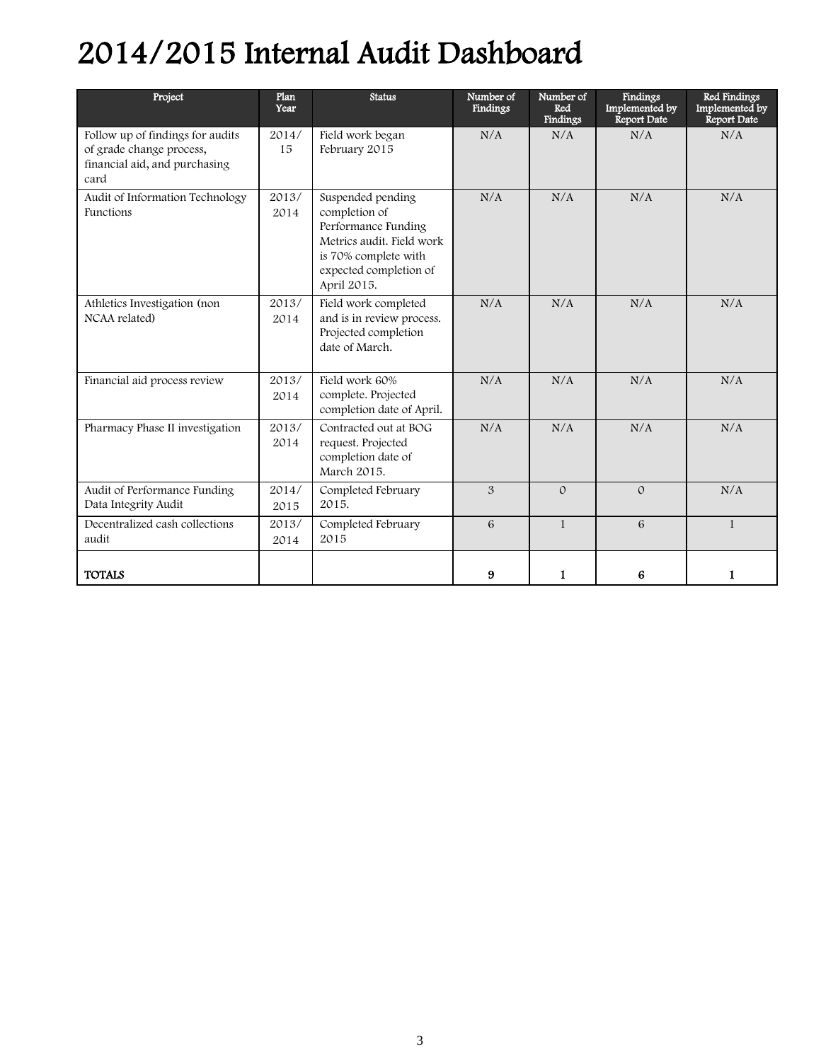# 2014/2015 Internal Audit Dashboard

| Project | Plan Year | Status | Number of Findings | Number of Red Findings | Findings Implemented by Report Date | Red Findings Implemented by Report Date |
|---|---|---|---|---|---|---|
| Follow up of findings for audits of grade change process, financial aid, and purchasing card | 2014/15 | Field work began February 2015 | N/A | N/A | N/A | N/A |
| Audit of Information Technology Functions | 2013/2014 | Suspended pending completion of Performance Funding Metrics audit. Field work is 70% complete with expected completion of April 2015. | N/A | N/A | N/A | N/A |
| Athletics Investigation (non NCAA related) | 2013/2014 | Field work completed and is in review process. Projected completion date of March. | N/A | N/A | N/A | N/A |
| Financial aid process review | 2013/2014 | Field work 60% complete. Projected completion date of April. | N/A | N/A | N/A | N/A |
| Pharmacy Phase II investigation | 2013/2014 | Contracted out at BOG request. Projected completion date of March 2015. | N/A | N/A | N/A | N/A |
| Audit of Performance Funding Data Integrity Audit | 2014/2015 | Completed February 2015. | 3 | 0 | 0 | N/A |
| Decentralized cash collections audit | 2013/2014 | Completed February 2015 | 6 | 1 | 6 | 1 |
| **TOTALS** | | | **9** | **1** | **6** | **1** |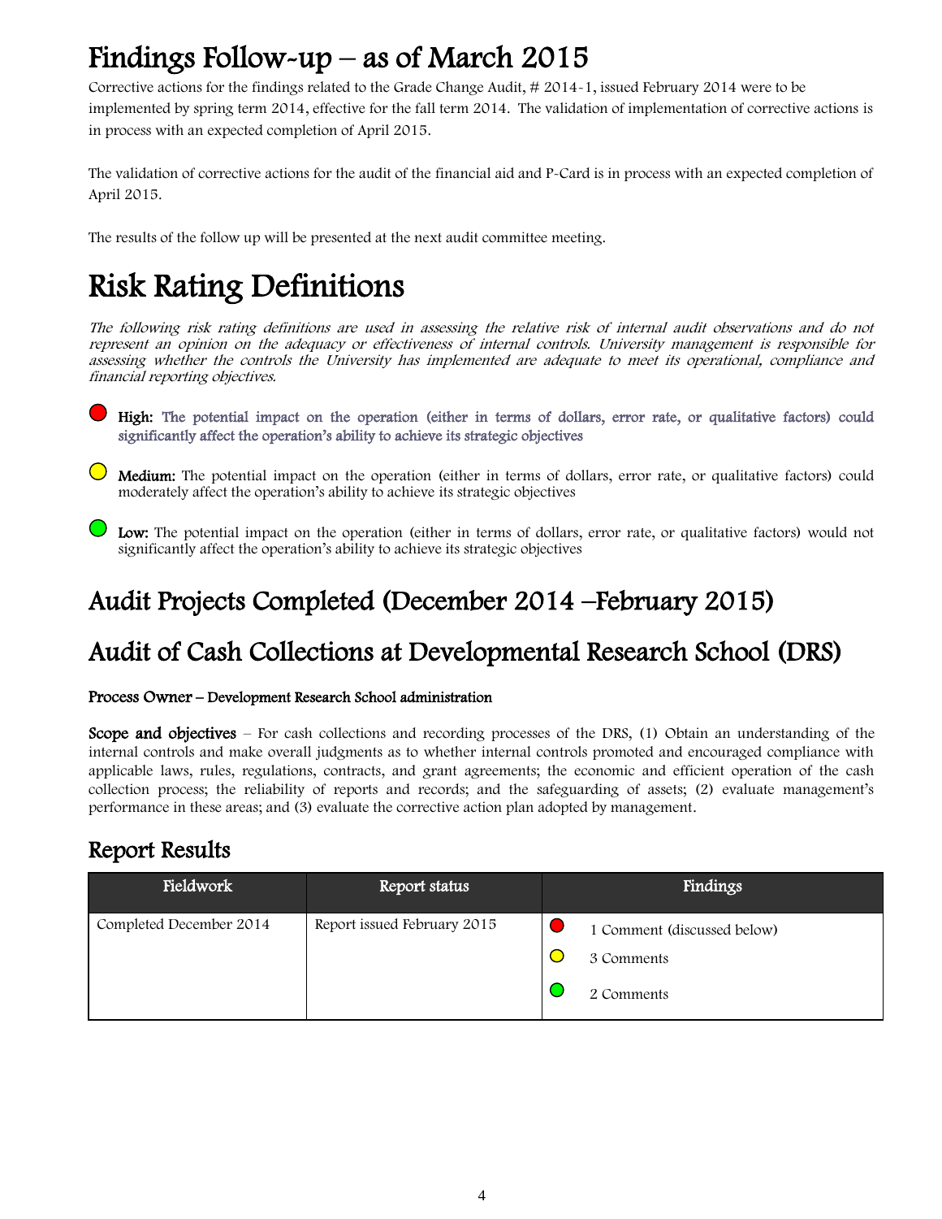# Findings Follow-up – as of March 2015

Corrective actions for the findings related to the Grade Change Audit, # 2014-1, issued February 2014 were to be implemented by spring term 2014, effective for the fall term 2014. The validation of implementation of corrective actions is in process with an expected completion of April 2015.

The validation of corrective actions for the audit of the financial aid and P-Card is in process with an expected completion of April 2015.

The results of the follow up will be presented at the next audit committee meeting.

# Risk Rating Definitions

*The following risk rating definitions are used in assessing the relative risk of internal audit observations and do not represent an opinion on the adequacy or effectiveness of internal controls. University management is responsible for assessing whether the controls the University has implemented are adequate to meet its operational, compliance and financial reporting objectives.*

- 🔴 **High:** The potential impact on the operation (either in terms of dollars, error rate, or qualitative factors) could significantly affect the operation's ability to achieve its strategic objectives

- 🟡 **Medium:** The potential impact on the operation (either in terms of dollars, error rate, or qualitative factors) could moderately affect the operation's ability to achieve its strategic objectives

- 🟢 **Low:** The potential impact on the operation (either in terms of dollars, error rate, or qualitative factors) would not significantly affect the operation's ability to achieve its strategic objectives

## Audit Projects Completed (December 2014 –February 2015)

## Audit of Cash Collections at Developmental Research School (DRS)

**Process Owner – Development Research School administration**

**Scope and objectives** – For cash collections and recording processes of the DRS, (1) Obtain an understanding of the internal controls and make overall judgments as to whether internal controls promoted and encouraged compliance with applicable laws, rules, regulations, contracts, and grant agreements; the economic and efficient operation of the cash collection process; the reliability of reports and records; and the safeguarding of assets; (2) evaluate management's performance in these areas; and (3) evaluate the corrective action plan adopted by management.

### Report Results

| Fieldwork | Report status | Findings |
|---|---|---|
| Completed December 2014 | Report issued February 2015 | 🔴 1 Comment (discussed below)<br>🟡 3 Comments<br>🟢 2 Comments |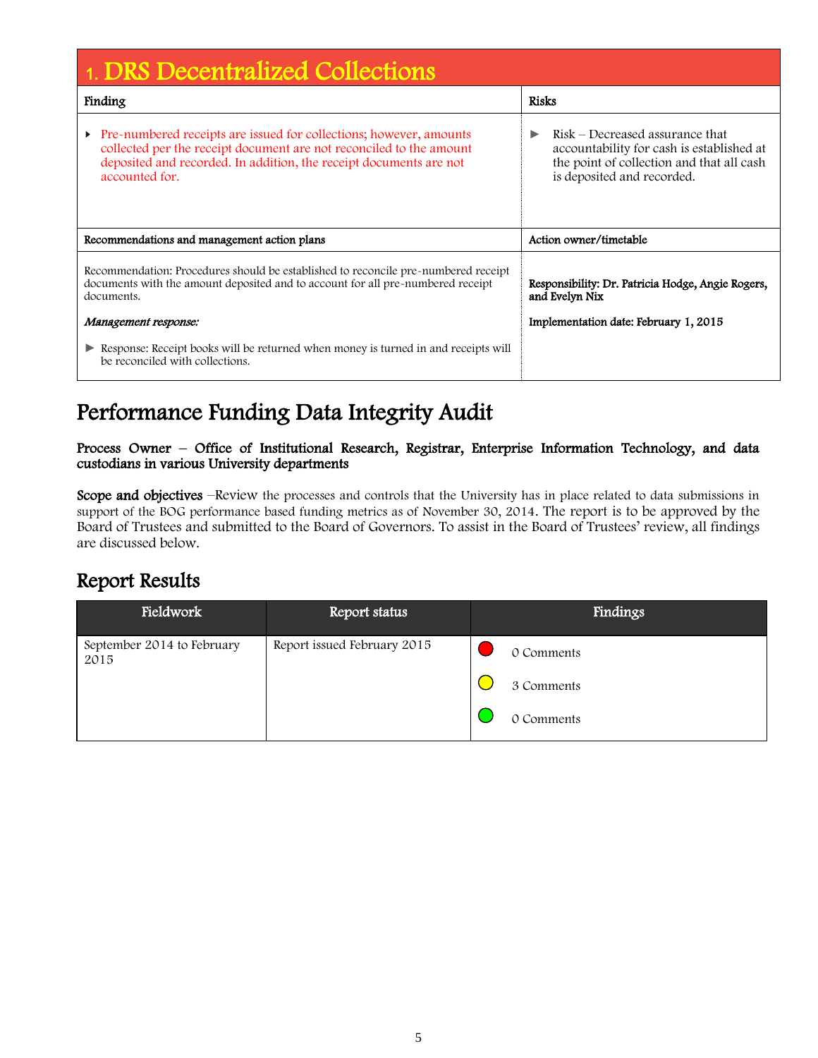## 1. DRS Decentralized Collections

| Finding | Risks |
|---|---|
| ▸ Pre-numbered receipts are issued for collections; however, amounts collected per the receipt document are not reconciled to the amount deposited and recorded. In addition, the receipt documents are not accounted for. | ► Risk – Decreased assurance that accountability for cash is established at the point of collection and that all cash is deposited and recorded. |
| **Recommendations and management action plans** | **Action owner/timetable** |
| Recommendation: Procedures should be established to reconcile pre-numbered receipt documents with the amount deposited and to account for all pre-numbered receipt documents.<br><br>*Management response:*<br><br>► Response: Receipt books will be returned when money is turned in and receipts will be reconciled with collections. | **Responsibility: Dr. Patricia Hodge, Angie Rogers, and Evelyn Nix**<br><br>**Implementation date: February 1, 2015** |

# Performance Funding Data Integrity Audit

**Process Owner – Office of Institutional Research, Registrar, Enterprise Information Technology, and data custodians in various University departments**

**Scope and objectives** –Review the processes and controls that the University has in place related to data submissions in support of the BOG performance based funding metrics as of November 30, 2014. The report is to be approved by the Board of Trustees and submitted to the Board of Governors. To assist in the Board of Trustees' review, all findings are discussed below.

## Report Results

| Fieldwork | Report status | Findings |
|---|---|---|
| September 2014 to February 2015 | Report issued February 2015 | 🔴 0 Comments<br>🟡 3 Comments<br>🟢 0 Comments |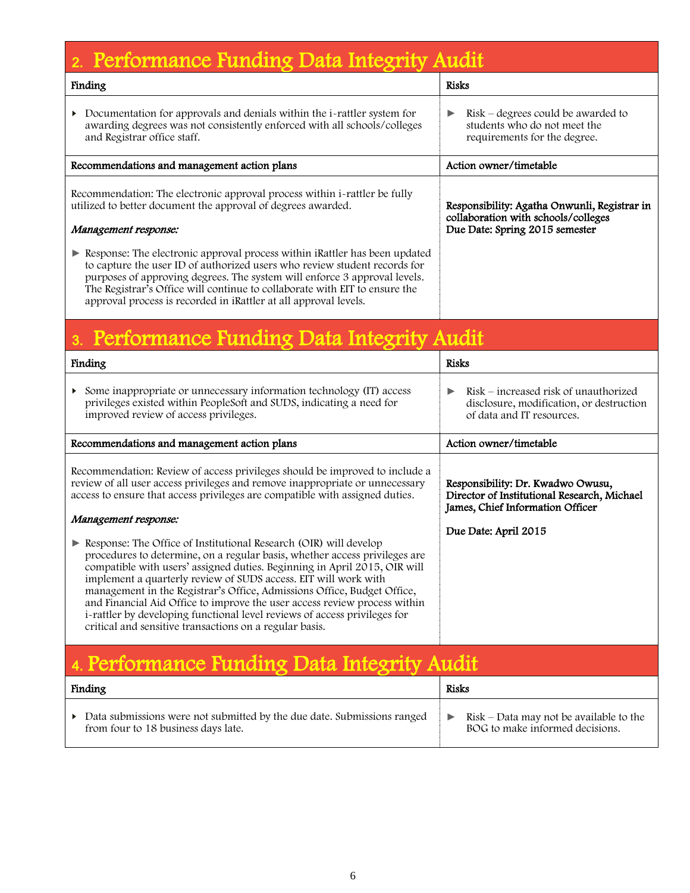## 2. Performance Funding Data Integrity Audit

| Finding | Risks |
|---|---|
| Documentation for approvals and denials within the i-rattler system for awarding degrees was not consistently enforced with all schools/colleges and Registrar office staff. | Risk – degrees could be awarded to students who do not meet the requirements for the degree. |
| **Recommendations and management action plans** | **Action owner/timetable** |
| Recommendation: The electronic approval process within i-rattler be fully utilized to better document the approval of degrees awarded.<br><br>*Management response:*<br><br>► Response: The electronic approval process within iRattler has been updated to capture the user ID of authorized users who review student records for purposes of approving degrees. The system will enforce 3 approval levels. The Registrar's Office will continue to collaborate with EIT to ensure the approval process is recorded in iRattler at all approval levels. | **Responsibility: Agatha Onwunli, Registrar in collaboration with schools/colleges**<br>**Due Date: Spring 2015 semester** |

## 3. Performance Funding Data Integrity Audit

| Finding | Risks |
|---|---|
| Some inappropriate or unnecessary information technology (IT) access privileges existed within PeopleSoft and SUDS, indicating a need for improved review of access privileges. | Risk – increased risk of unauthorized disclosure, modification, or destruction of data and IT resources. |
| **Recommendations and management action plans** | **Action owner/timetable** |
| Recommendation: Review of access privileges should be improved to include a review of all user access privileges and remove inappropriate or unnecessary access to ensure that access privileges are compatible with assigned duties.<br><br>*Management response:*<br><br>► Response: The Office of Institutional Research (OIR) will develop procedures to determine, on a regular basis, whether access privileges are compatible with users' assigned duties. Beginning in April 2015, OIR will implement a quarterly review of SUDS access. EIT will work with management in the Registrar's Office, Admissions Office, Budget Office, and Financial Aid Office to improve the user access review process within i-rattler by developing functional level reviews of access privileges for critical and sensitive transactions on a regular basis. | **Responsibility: Dr. Kwadwo Owusu, Director of Institutional Research, Michael James, Chief Information Officer**<br><br>**Due Date: April 2015** |

## 4. Performance Funding Data Integrity Audit

| Finding | Risks |
|---|---|
| Data submissions were not submitted by the due date. Submissions ranged from four to 18 business days late. | Risk – Data may not be available to the BOG to make informed decisions. |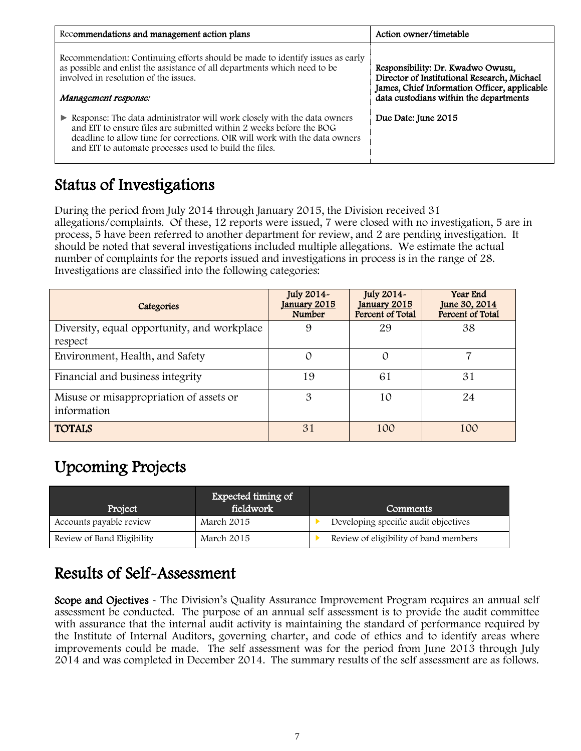| Recommendations and management action plans | Action owner/timetable |
|---|---|
| Recommendation: Continuing efforts should be made to identify issues as early as possible and enlist the assistance of all departments which need to be involved in resolution of the issues.<br><br>*Management response:*<br><br>► Response: The data administrator will work closely with the data owners and EIT to ensure files are submitted within 2 weeks before the BOG deadline to allow time for corrections. OIR will work with the data owners and EIT to automate processes used to build the files. | **Responsibility: Dr. Kwadwo Owusu, Director of Institutional Research, Michael James, Chief Information Officer, applicable data custodians within the departments**<br><br>**Due Date: June 2015** |

# Status of Investigations

During the period from July 2014 through January 2015, the Division received 31 allegations/complaints. Of these, 12 reports were issued, 7 were closed with no investigation, 5 are in process, 5 have been referred to another department for review, and 2 are pending investigation. It should be noted that several investigations included multiple allegations. We estimate the actual number of complaints for the reports issued and investigations in process is in the range of 28. Investigations are classified into the following categories:

| Categories | July 2014-January 2015 Number | July 2014-January 2015 Percent of Total | Year End June 30, 2014 Percent of Total |
|---|---|---|---|
| Diversity, equal opportunity, and workplace respect | 9 | 29 | 38 |
| Environment, Health, and Safety | 0 | 0 | 7 |
| Financial and business integrity | 19 | 61 | 31 |
| Misuse or misappropriation of assets or information | 3 | 10 | 24 |
| **TOTALS** | 31 | 100 | 100 |

# Upcoming Projects

| Project | Expected timing of fieldwork | Comments |
|---|---|---|
| Accounts payable review | March 2015 | Developing specific audit objectives |
| Review of Band Eligibility | March 2015 | Review of eligibility of band members |

# Results of Self-Assessment

**Scope and Ojectives** - The Division's Quality Assurance Improvement Program requires an annual self assessment be conducted. The purpose of an annual self assessment is to provide the audit committee with assurance that the internal audit activity is maintaining the standard of performance required by the Institute of Internal Auditors, governing charter, and code of ethics and to identify areas where improvements could be made. The self assessment was for the period from June 2013 through July 2014 and was completed in December 2014. The summary results of the self assessment are as follows.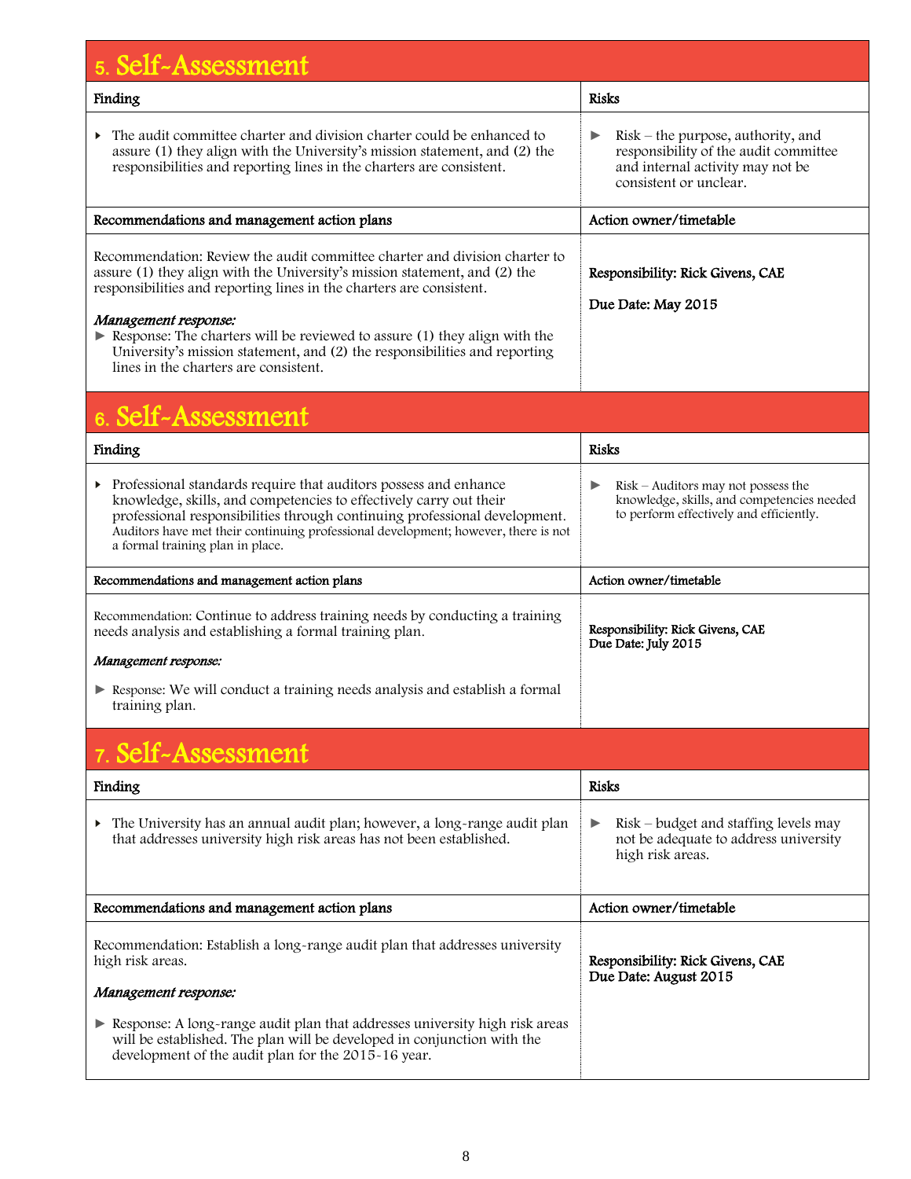## 5. Self-Assessment

| Finding | Risks |
|---|---|
| ▸ The audit committee charter and division charter could be enhanced to assure (1) they align with the University's mission statement, and (2) the responsibilities and reporting lines in the charters are consistent. | ► Risk – the purpose, authority, and responsibility of the audit committee and internal activity may not be consistent or unclear. |
| **Recommendations and management action plans** | **Action owner/timetable** |
| Recommendation: Review the audit committee charter and division charter to assure (1) they align with the University's mission statement, and (2) the responsibilities and reporting lines in the charters are consistent.<br><br>*Management response:*<br>► Response: The charters will be reviewed to assure (1) they align with the University's mission statement, and (2) the responsibilities and reporting lines in the charters are consistent. | **Responsibility: Rick Givens, CAE**<br><br>**Due Date: May 2015** |

## 6. Self-Assessment

| Finding | Risks |
|---|---|
| ▸ Professional standards require that auditors possess and enhance knowledge, skills, and competencies to effectively carry out their professional responsibilities through continuing professional development. Auditors have met their continuing professional development; however, there is not a formal training plan in place. | ► Risk – Auditors may not possess the knowledge, skills, and competencies needed to perform effectively and efficiently. |
| **Recommendations and management action plans** | **Action owner/timetable** |
| Recommendation: Continue to address training needs by conducting a training needs analysis and establishing a formal training plan.<br><br>*Management response:*<br><br>► Response: We will conduct a training needs analysis and establish a formal training plan. | **Responsibility: Rick Givens, CAE**<br>**Due Date: July 2015** |

## 7. Self-Assessment

| Finding | Risks |
|---|---|
| ▸ The University has an annual audit plan; however, a long-range audit plan that addresses university high risk areas has not been established. | ► Risk – budget and staffing levels may not be adequate to address university high risk areas. |
| **Recommendations and management action plans** | **Action owner/timetable** |
| Recommendation: Establish a long-range audit plan that addresses university high risk areas.<br><br>*Management response:*<br><br>► Response: A long-range audit plan that addresses university high risk areas will be established. The plan will be developed in conjunction with the development of the audit plan for the 2015-16 year. | **Responsibility: Rick Givens, CAE**<br>**Due Date: August 2015** |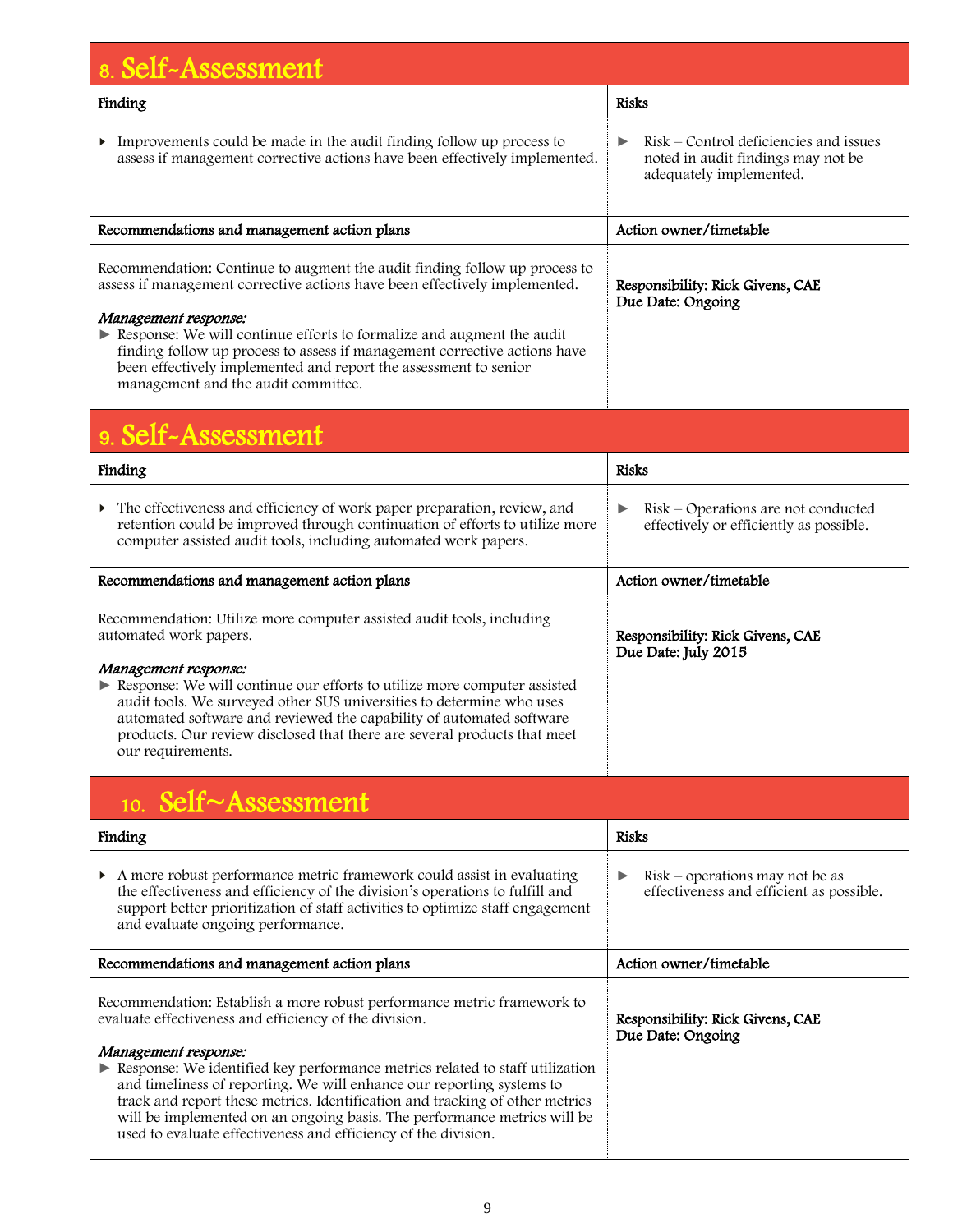## 8. Self-Assessment

| Finding | Risks |
|---|---|
| ▸ Improvements could be made in the audit finding follow up process to assess if management corrective actions have been effectively implemented. | ► Risk – Control deficiencies and issues noted in audit findings may not be adequately implemented. |
| **Recommendations and management action plans** | **Action owner/timetable** |
| Recommendation: Continue to augment the audit finding follow up process to assess if management corrective actions have been effectively implemented.<br><br>*Management response:*<br>► Response: We will continue efforts to formalize and augment the audit finding follow up process to assess if management corrective actions have been effectively implemented and report the assessment to senior management and the audit committee. | **Responsibility: Rick Givens, CAE**<br>**Due Date: Ongoing** |

## 9. Self-Assessment

| Finding | Risks |
|---|---|
| ▸ The effectiveness and efficiency of work paper preparation, review, and retention could be improved through continuation of efforts to utilize more computer assisted audit tools, including automated work papers. | ► Risk – Operations are not conducted effectively or efficiently as possible. |
| **Recommendations and management action plans** | **Action owner/timetable** |
| Recommendation: Utilize more computer assisted audit tools, including automated work papers.<br><br>*Management response:*<br>► Response: We will continue our efforts to utilize more computer assisted audit tools. We surveyed other SUS universities to determine who uses automated software and reviewed the capability of automated software products. Our review disclosed that there are several products that meet our requirements. | **Responsibility: Rick Givens, CAE**<br>**Due Date: July 2015** |

## 10. Self~Assessment

| Finding | Risks |
|---|---|
| ▸ A more robust performance metric framework could assist in evaluating the effectiveness and efficiency of the division's operations to fulfill and support better prioritization of staff activities to optimize staff engagement and evaluate ongoing performance. | ► Risk – operations may not be as effectiveness and efficient as possible. |
| **Recommendations and management action plans** | **Action owner/timetable** |
| Recommendation: Establish a more robust performance metric framework to evaluate effectiveness and efficiency of the division.<br><br>*Management response:*<br>► Response: We identified key performance metrics related to staff utilization and timeliness of reporting. We will enhance our reporting systems to track and report these metrics. Identification and tracking of other metrics will be implemented on an ongoing basis. The performance metrics will be used to evaluate effectiveness and efficiency of the division. | **Responsibility: Rick Givens, CAE**<br>**Due Date: Ongoing** |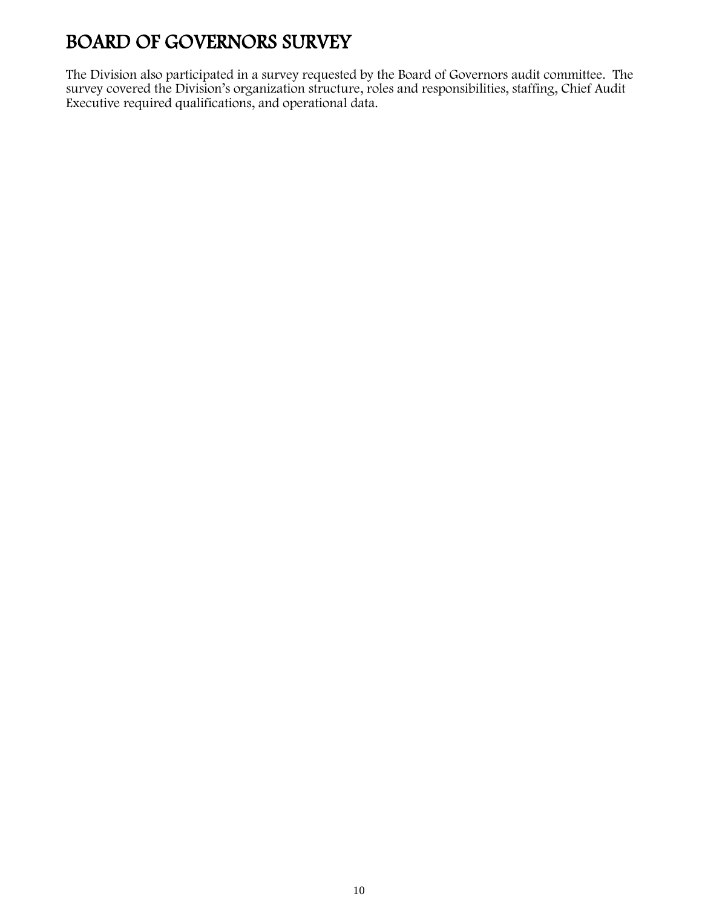# BOARD OF GOVERNORS SURVEY

The Division also participated in a survey requested by the Board of Governors audit committee. The survey covered the Division's organization structure, roles and responsibilities, staffing, Chief Audit Executive required qualifications, and operational data.